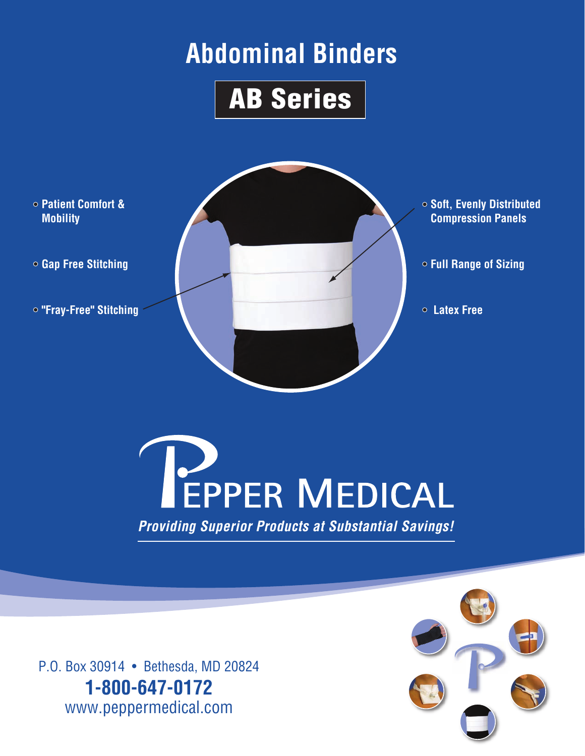# Abdominal Binders

## AB Series

- Patient Comfort & Mobility
- Gap Free Stitching
- "Fray-Free" Stitching
- Soft, Evenly Distributed Compression Panels
- Full Range of Sizing
- Latex Free

PEPPER MEDICAL

***Providing Superior Products at Substantial Savings!***

P.O. Box 30914 • Bethesda, MD 20824

**1-800-647-0172**

www.peppermedical.com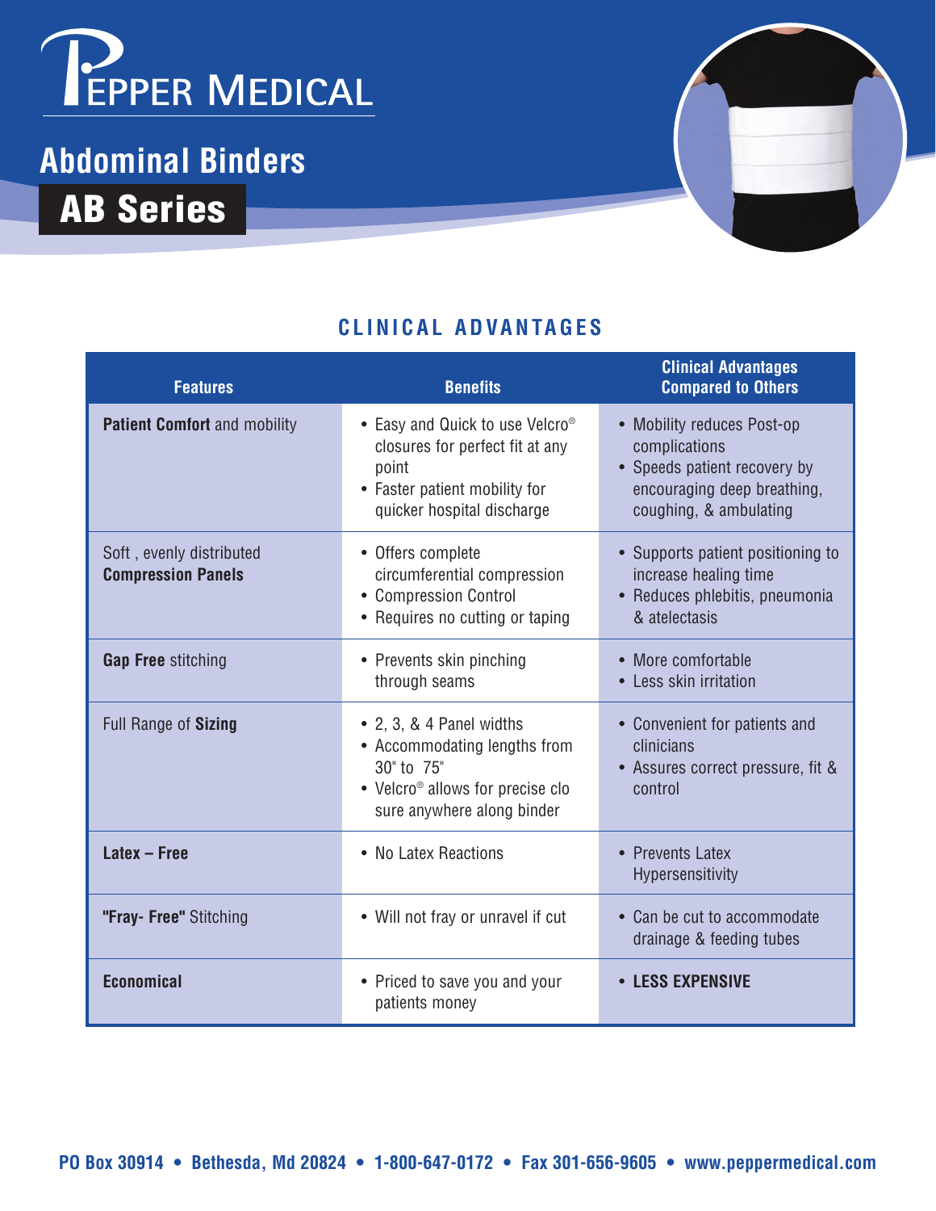# PEPPER MEDICAL

## Abdominal Binders

## AB Series

### CLINICAL ADVANTAGES

| Features | Benefits | Clinical Advantages Compared to Others |
|---|---|---|
| **Patient Comfort** and mobility | • Easy and Quick to use Velcro® closures for perfect fit at any point<br>• Faster patient mobility for quicker hospital discharge | • Mobility reduces Post-op complications<br>• Speeds patient recovery by encouraging deep breathing, coughing, & ambulating |
| Soft , evenly distributed **Compression Panels** | • Offers complete circumferential compression<br>• Compression Control<br>• Requires no cutting or taping | • Supports patient positioning to increase healing time<br>• Reduces phlebitis, pneumonia & atelectasis |
| **Gap Free** stitching | • Prevents skin pinching through seams | • More comfortable<br>• Less skin irritation |
| Full Range of **Sizing** | • 2, 3, & 4 Panel widths<br>• Accommodating lengths from 30" to 75"<br>• Velcro® allows for precise clo sure anywhere along binder | • Convenient for patients and clinicians<br>• Assures correct pressure, fit & control |
| **Latex – Free** | • No Latex Reactions | • Prevents Latex Hypersensitivity |
| **"Fray- Free"** Stitching | • Will not fray or unravel if cut | • Can be cut to accommodate drainage & feeding tubes |
| **Economical** | • Priced to save you and your patients money | • **LESS EXPENSIVE** |

**PO Box 30914 • Bethesda, Md 20824 • 1-800-647-0172 • Fax 301-656-9605 • www.peppermedical.com**